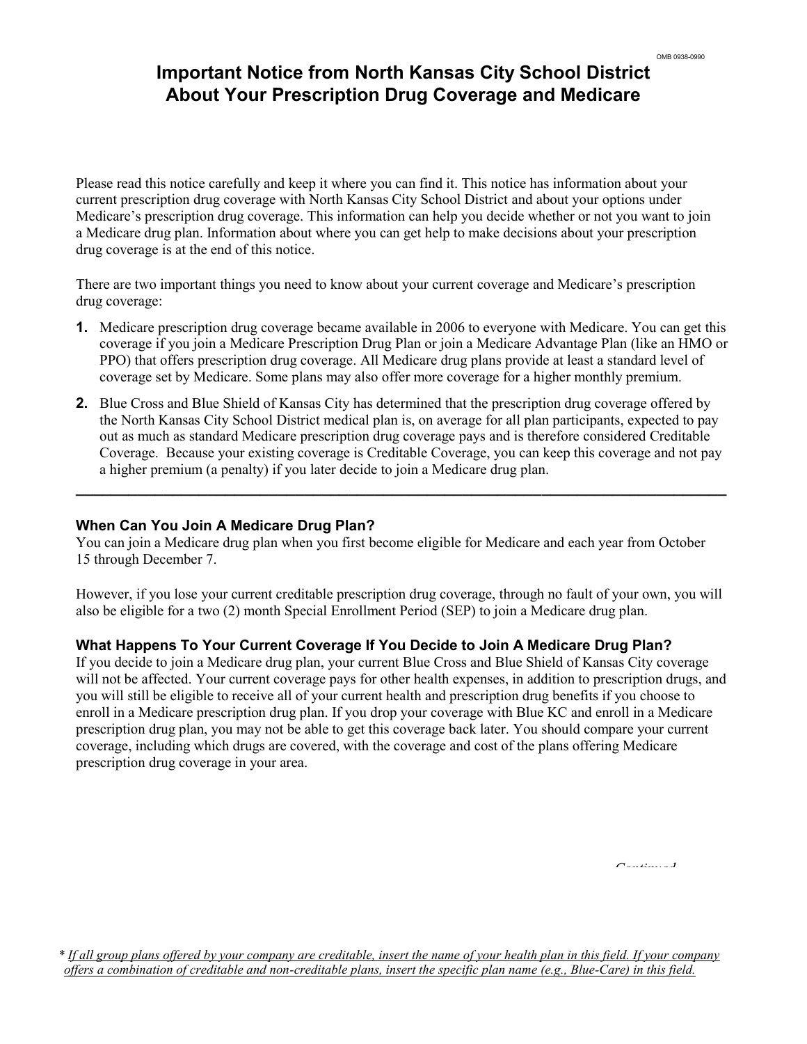OMB 0938-0990

# Important Notice from North Kansas City School District About Your Prescription Drug Coverage and Medicare

Please read this notice carefully and keep it where you can find it. This notice has information about your current prescription drug coverage with North Kansas City School District and about your options under Medicare's prescription drug coverage. This information can help you decide whether or not you want to join a Medicare drug plan. Information about where you can get help to make decisions about your prescription drug coverage is at the end of this notice.

There are two important things you need to know about your current coverage and Medicare's prescription drug coverage:

1. Medicare prescription drug coverage became available in 2006 to everyone with Medicare. You can get this coverage if you join a Medicare Prescription Drug Plan or join a Medicare Advantage Plan (like an HMO or PPO) that offers prescription drug coverage. All Medicare drug plans provide at least a standard level of coverage set by Medicare. Some plans may also offer more coverage for a higher monthly premium.
2. Blue Cross and Blue Shield of Kansas City has determined that the prescription drug coverage offered by the North Kansas City School District medical plan is, on average for all plan participants, expected to pay out as much as standard Medicare prescription drug coverage pays and is therefore considered Creditable Coverage. Because your existing coverage is Creditable Coverage, you can keep this coverage and not pay a higher premium (a penalty) if you later decide to join a Medicare drug plan.

---

### When Can You Join A Medicare Drug Plan?

You can join a Medicare drug plan when you first become eligible for Medicare and each year from October 15 through December 7.

However, if you lose your current creditable prescription drug coverage, through no fault of your own, you will also be eligible for a two (2) month Special Enrollment Period (SEP) to join a Medicare drug plan.

### What Happens To Your Current Coverage If You Decide to Join A Medicare Drug Plan?

If you decide to join a Medicare drug plan, your current Blue Cross and Blue Shield of Kansas City coverage will not be affected. Your current coverage pays for other health expenses, in addition to prescription drugs, and you will still be eligible to receive all of your current health and prescription drug benefits if you choose to enroll in a Medicare prescription drug plan. If you drop your coverage with Blue KC and enroll in a Medicare prescription drug plan, you may not be able to get this coverage back later. You should compare your current coverage, including which drugs are covered, with the coverage and cost of the plans offering Medicare prescription drug coverage in your area.

*Continued*

\* *If all group plans offered by your company are creditable, insert the name of your health plan in this field. If your company offers a combination of creditable and non-creditable plans, insert the specific plan name (e.g., Blue-Care) in this field.*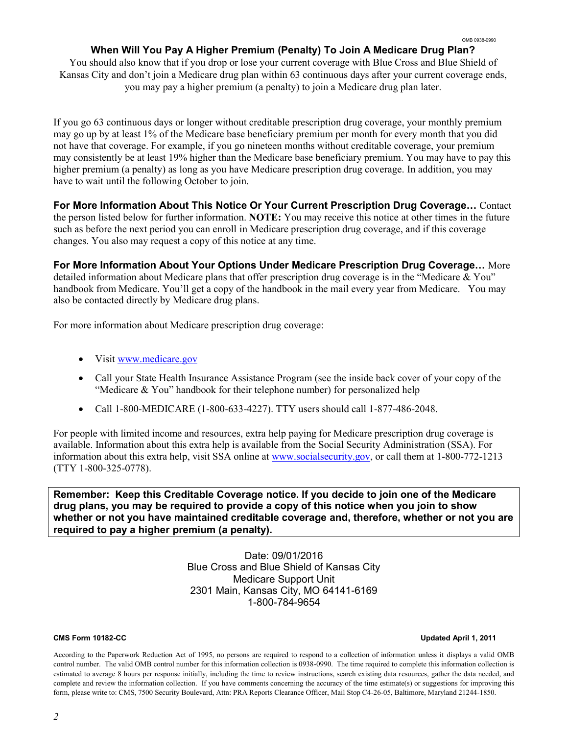OMB 0938-0990

## When Will You Pay A Higher Premium (Penalty) To Join A Medicare Drug Plan?

You should also know that if you drop or lose your current coverage with Blue Cross and Blue Shield of Kansas City and don't join a Medicare drug plan within 63 continuous days after your current coverage ends, you may pay a higher premium (a penalty) to join a Medicare drug plan later.

If you go 63 continuous days or longer without creditable prescription drug coverage, your monthly premium may go up by at least 1% of the Medicare base beneficiary premium per month for every month that you did not have that coverage. For example, if you go nineteen months without creditable coverage, your premium may consistently be at least 19% higher than the Medicare base beneficiary premium. You may have to pay this higher premium (a penalty) as long as you have Medicare prescription drug coverage. In addition, you may have to wait until the following October to join.

**For More Information About This Notice Or Your Current Prescription Drug Coverage…** Contact the person listed below for further information. **NOTE:** You may receive this notice at other times in the future such as before the next period you can enroll in Medicare prescription drug coverage, and if this coverage changes. You also may request a copy of this notice at any time.

**For More Information About Your Options Under Medicare Prescription Drug Coverage…** More detailed information about Medicare plans that offer prescription drug coverage is in the "Medicare & You" handbook from Medicare. You'll get a copy of the handbook in the mail every year from Medicare. You may also be contacted directly by Medicare drug plans.

For more information about Medicare prescription drug coverage:

- Visit www.medicare.gov
- Call your State Health Insurance Assistance Program (see the inside back cover of your copy of the "Medicare & You" handbook for their telephone number) for personalized help
- Call 1-800-MEDICARE (1-800-633-4227). TTY users should call 1-877-486-2048.

For people with limited income and resources, extra help paying for Medicare prescription drug coverage is available. Information about this extra help is available from the Social Security Administration (SSA). For information about this extra help, visit SSA online at www.socialsecurity.gov, or call them at 1-800-772-1213 (TTY 1-800-325-0778).

**Remember: Keep this Creditable Coverage notice. If you decide to join one of the Medicare drug plans, you may be required to provide a copy of this notice when you join to show whether or not you have maintained creditable coverage and, therefore, whether or not you are required to pay a higher premium (a penalty).**

Date: 09/01/2016
Blue Cross and Blue Shield of Kansas City
Medicare Support Unit
2301 Main, Kansas City, MO 64141-6169
1-800-784-9654

**CMS Form 10182-CC** **Updated April 1, 2011**

According to the Paperwork Reduction Act of 1995, no persons are required to respond to a collection of information unless it displays a valid OMB control number. The valid OMB control number for this information collection is 0938-0990. The time required to complete this information collection is estimated to average 8 hours per response initially, including the time to review instructions, search existing data resources, gather the data needed, and complete and review the information collection. If you have comments concerning the accuracy of the time estimate(s) or suggestions for improving this form, please write to: CMS, 7500 Security Boulevard, Attn: PRA Reports Clearance Officer, Mail Stop C4-26-05, Baltimore, Maryland 21244-1850.